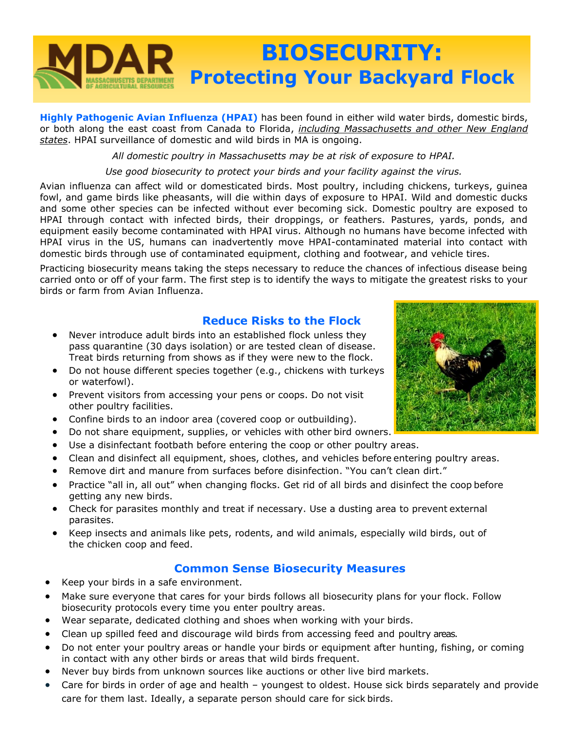# BIOSECURITY: Protecting Your Backyard Flock

**Highly Pathogenic Avian Influenza (HPAI)** has been found in either wild water birds, domestic birds, or both along the east coast from Canada to Florida, *including Massachusetts and other New England states*. HPAI surveillance of domestic and wild birds in MA is ongoing.

*All domestic poultry in Massachusetts may be at risk of exposure to HPAI.*

*Use good biosecurity to protect your birds and your facility against the virus.*

Avian influenza can affect wild or domesticated birds. Most poultry, including chickens, turkeys, guinea fowl, and game birds like pheasants, will die within days of exposure to HPAI. Wild and domestic ducks and some other species can be infected without ever becoming sick. Domestic poultry are exposed to HPAI through contact with infected birds, their droppings, or feathers. Pastures, yards, ponds, and equipment easily become contaminated with HPAI virus. Although no humans have become infected with HPAI virus in the US, humans can inadvertently move HPAI-contaminated material into contact with domestic birds through use of contaminated equipment, clothing and footwear, and vehicle tires.

Practicing biosecurity means taking the steps necessary to reduce the chances of infectious disease being carried onto or off of your farm. The first step is to identify the ways to mitigate the greatest risks to your birds or farm from Avian Influenza.

## Reduce Risks to the Flock

- Never introduce adult birds into an established flock unless they pass quarantine (30 days isolation) or are tested clean of disease. Treat birds returning from shows as if they were new to the flock.
- Do not house different species together (e.g., chickens with turkeys or waterfowl).
- Prevent visitors from accessing your pens or coops. Do not visit other poultry facilities.
- Confine birds to an indoor area (covered coop or outbuilding).
- Do not share equipment, supplies, or vehicles with other bird owners.
- Use a disinfectant footbath before entering the coop or other poultry areas.
- Clean and disinfect all equipment, shoes, clothes, and vehicles before entering poultry areas.
- Remove dirt and manure from surfaces before disinfection. "You can't clean dirt."
- Practice "all in, all out" when changing flocks. Get rid of all birds and disinfect the coop before getting any new birds.
- Check for parasites monthly and treat if necessary. Use a dusting area to prevent external parasites.
- Keep insects and animals like pets, rodents, and wild animals, especially wild birds, out of the chicken coop and feed.

## Common Sense Biosecurity Measures

- Keep your birds in a safe environment.
- Make sure everyone that cares for your birds follows all biosecurity plans for your flock. Follow biosecurity protocols every time you enter poultry areas.
- Wear separate, dedicated clothing and shoes when working with your birds.
- Clean up spilled feed and discourage wild birds from accessing feed and poultry areas.
- Do not enter your poultry areas or handle your birds or equipment after hunting, fishing, or coming in contact with any other birds or areas that wild birds frequent.
- Never buy birds from unknown sources like auctions or other live bird markets.
- Care for birds in order of age and health – youngest to oldest. House sick birds separately and provide care for them last. Ideally, a separate person should care for sick birds.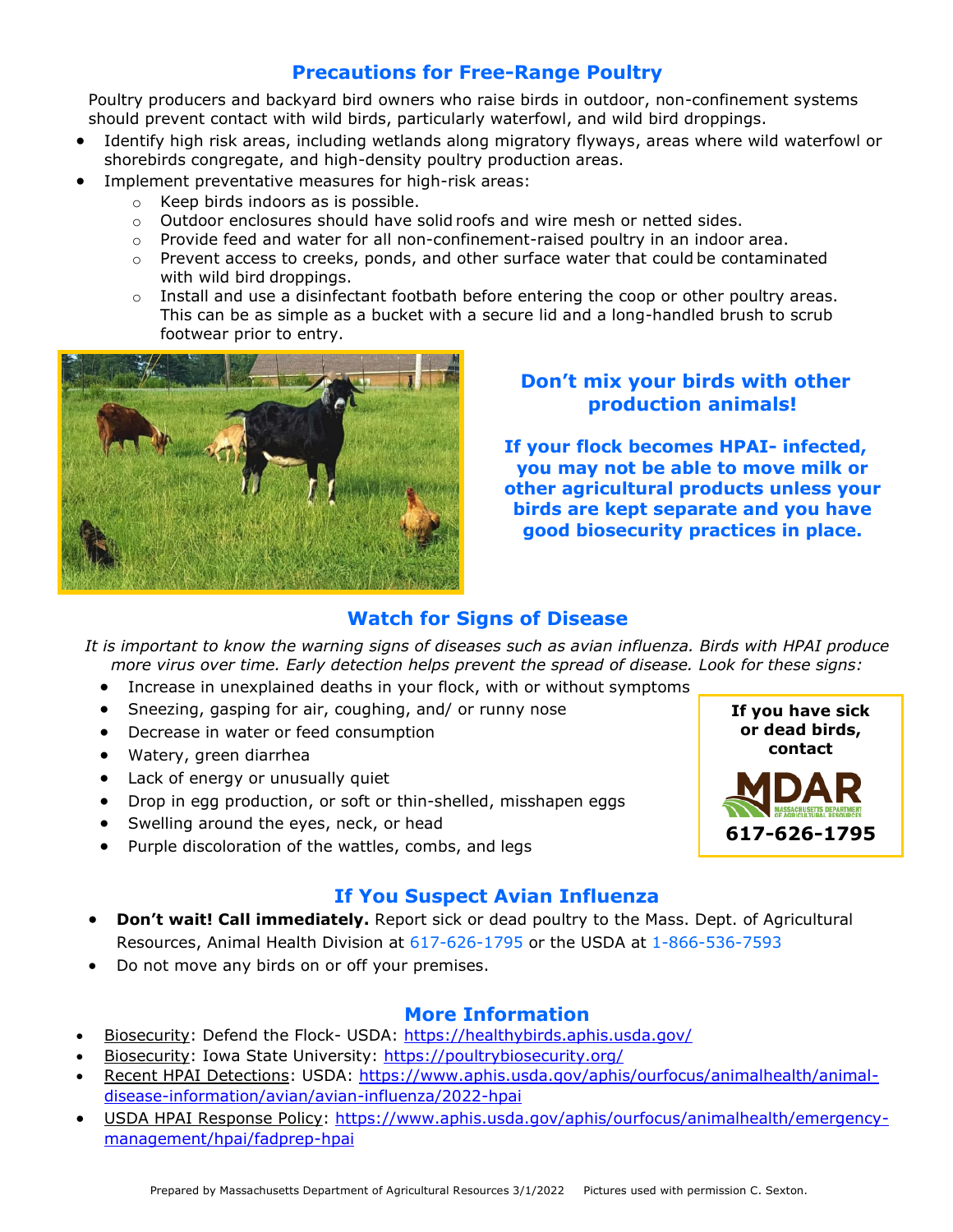## Precautions for Free-Range Poultry

Poultry producers and backyard bird owners who raise birds in outdoor, non-confinement systems should prevent contact with wild birds, particularly waterfowl, and wild bird droppings.

- Identify high risk areas, including wetlands along migratory flyways, areas where wild waterfowl or shorebirds congregate, and high-density poultry production areas.
- Implement preventative measures for high-risk areas:
  - Keep birds indoors as is possible.
  - Outdoor enclosures should have solid roofs and wire mesh or netted sides.
  - Provide feed and water for all non-confinement-raised poultry in an indoor area.
  - Prevent access to creeks, ponds, and other surface water that could be contaminated with wild bird droppings.
  - Install and use a disinfectant footbath before entering the coop or other poultry areas. This can be as simple as a bucket with a secure lid and a long-handled brush to scrub footwear prior to entry.

### Don't mix your birds with other production animals!

**If your flock becomes HPAI- infected, you may not be able to move milk or other agricultural products unless your birds are kept separate and you have good biosecurity practices in place.**

## Watch for Signs of Disease

*It is important to know the warning signs of diseases such as avian influenza. Birds with HPAI produce more virus over time. Early detection helps prevent the spread of disease. Look for these signs:*

- Increase in unexplained deaths in your flock, with or without symptoms
- Sneezing, gasping for air, coughing, and/ or runny nose
- Decrease in water or feed consumption
- Watery, green diarrhea
- Lack of energy or unusually quiet
- Drop in egg production, or soft or thin-shelled, misshapen eggs
- Swelling around the eyes, neck, or head
- Purple discoloration of the wattles, combs, and legs

**If you have sick or dead birds, contact**

MDAR
MASSACHUSETTS DEPARTMENT OF AGRICULTURAL RESOURCES

**617-626-1795**

## If You Suspect Avian Influenza

- **Don't wait! Call immediately.** Report sick or dead poultry to the Mass. Dept. of Agricultural Resources, Animal Health Division at 617-626-1795 or the USDA at 1-866-536-7593
- Do not move any birds on or off your premises.

## More Information

- Biosecurity: Defend the Flock- USDA: https://healthybirds.aphis.usda.gov/
- Biosecurity: Iowa State University: https://poultrybiosecurity.org/
- Recent HPAI Detections: USDA: https://www.aphis.usda.gov/aphis/ourfocus/animalhealth/animal-disease-information/avian/avian-influenza/2022-hpai
- USDA HPAI Response Policy: https://www.aphis.usda.gov/aphis/ourfocus/animalhealth/emergency-management/hpai/fadprep-hpai

Prepared by Massachusetts Department of Agricultural Resources 3/1/2022 Pictures used with permission C. Sexton.